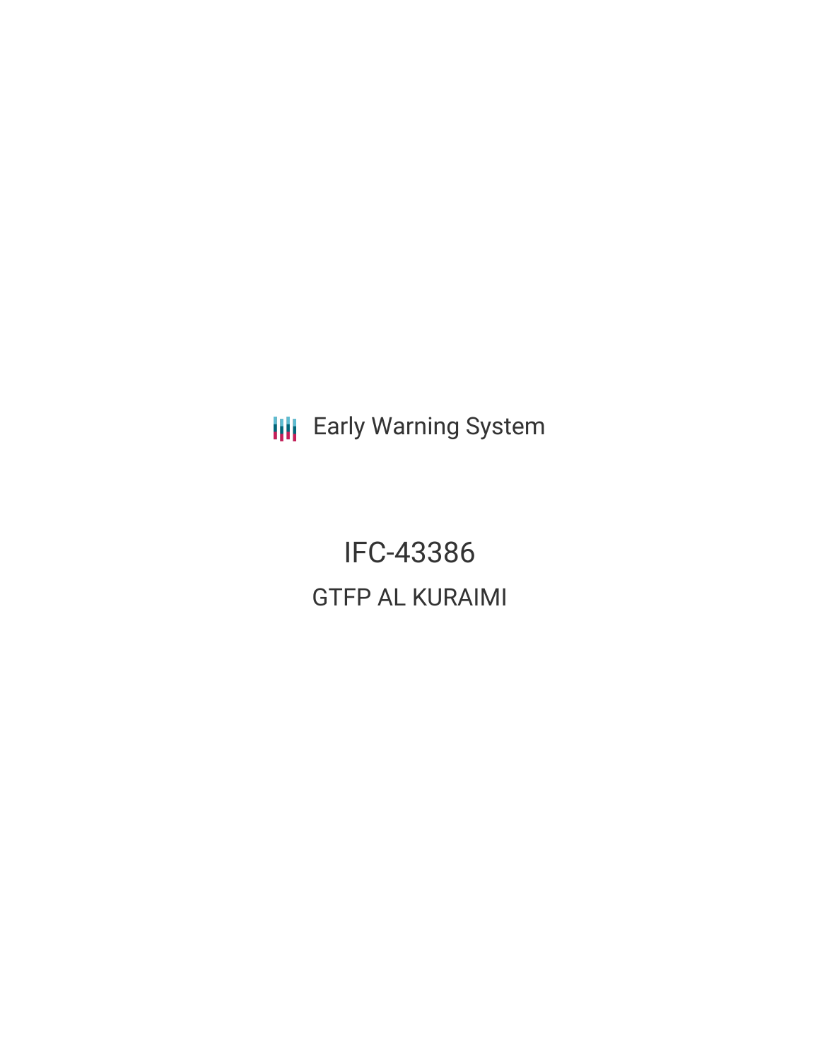Early Warning System

# IFC-43386

## GTFP AL KURAIMI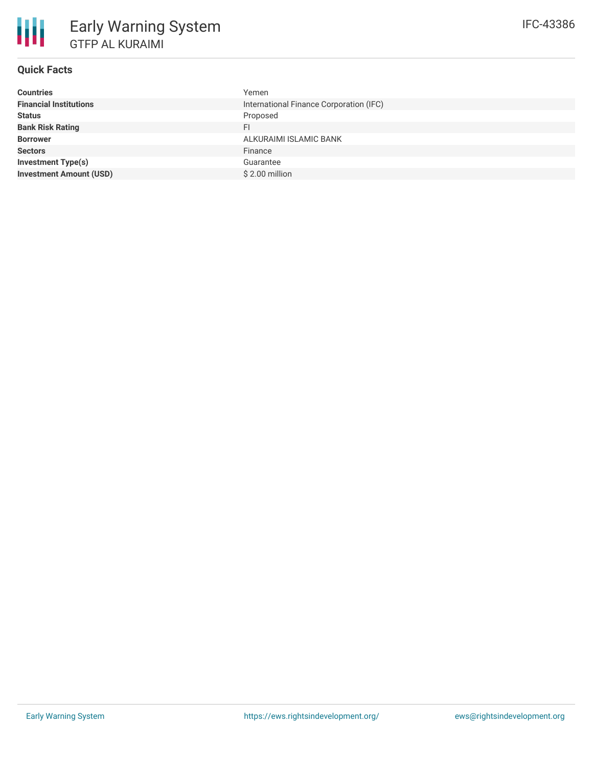# Early Warning System

## GTFP AL KURAIMI

IFC-43386

### Quick Facts

| | |
|---|---|
| **Countries** | Yemen |
| **Financial Institutions** | International Finance Corporation (IFC) |
| **Status** | Proposed |
| **Bank Risk Rating** | FI |
| **Borrower** | ALKURAIMI ISLAMIC BANK |
| **Sectors** | Finance |
| **Investment Type(s)** | Guarantee |
| **Investment Amount (USD)** | $ 2.00 million |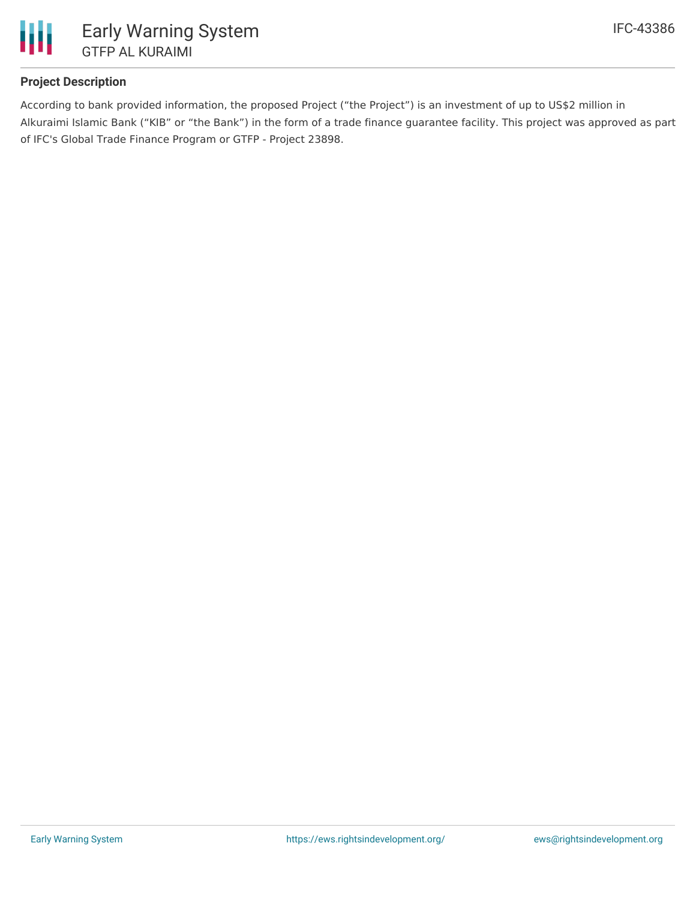## Project Description

According to bank provided information, the proposed Project (“the Project”) is an investment of up to US$2 million in Alkuraimi Islamic Bank (“KIB” or “the Bank”) in the form of a trade finance guarantee facility. This project was approved as part of IFC's Global Trade Finance Program or GTFP - Project 23898.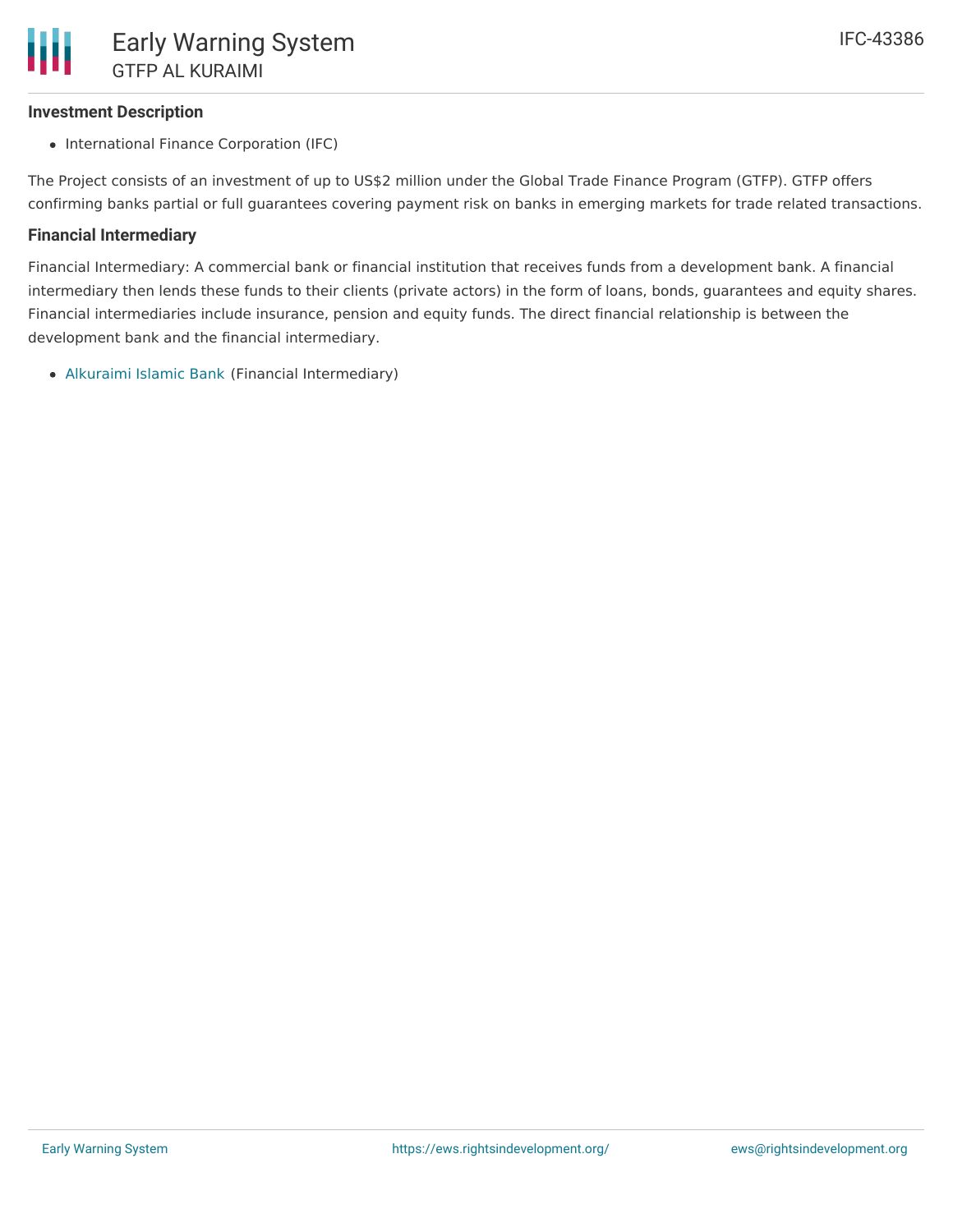### Investment Description

- International Finance Corporation (IFC)

The Project consists of an investment of up to US$2 million under the Global Trade Finance Program (GTFP). GTFP offers confirming banks partial or full guarantees covering payment risk on banks in emerging markets for trade related transactions.

### Financial Intermediary

Financial Intermediary: A commercial bank or financial institution that receives funds from a development bank. A financial intermediary then lends these funds to their clients (private actors) in the form of loans, bonds, guarantees and equity shares. Financial intermediaries include insurance, pension and equity funds. The direct financial relationship is between the development bank and the financial intermediary.

- Alkuraimi Islamic Bank (Financial Intermediary)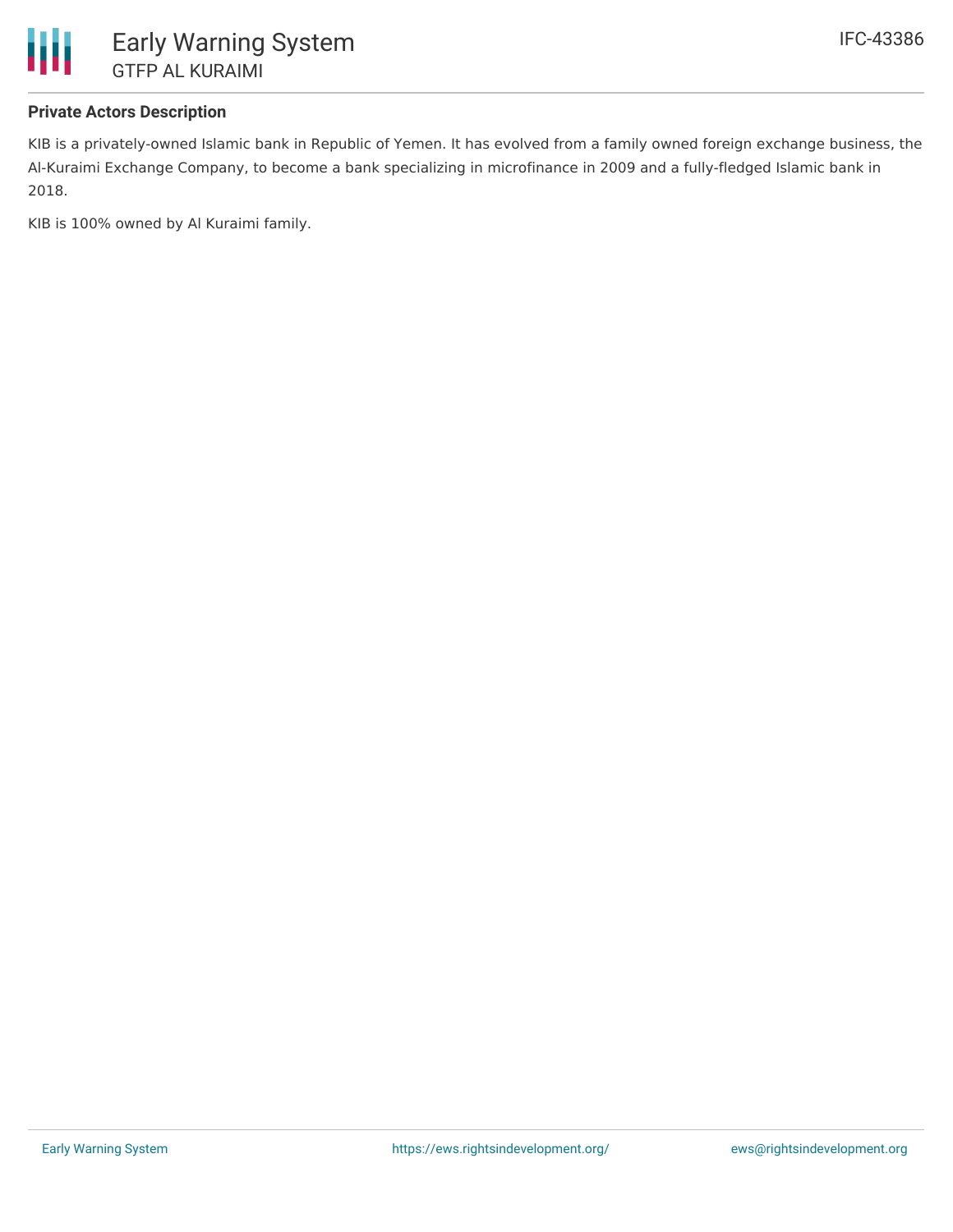**Private Actors Description**

KIB is a privately-owned Islamic bank in Republic of Yemen. It has evolved from a family owned foreign exchange business, the Al-Kuraimi Exchange Company, to become a bank specializing in microfinance in 2009 and a fully-fledged Islamic bank in 2018.

KIB is 100% owned by Al Kuraimi family.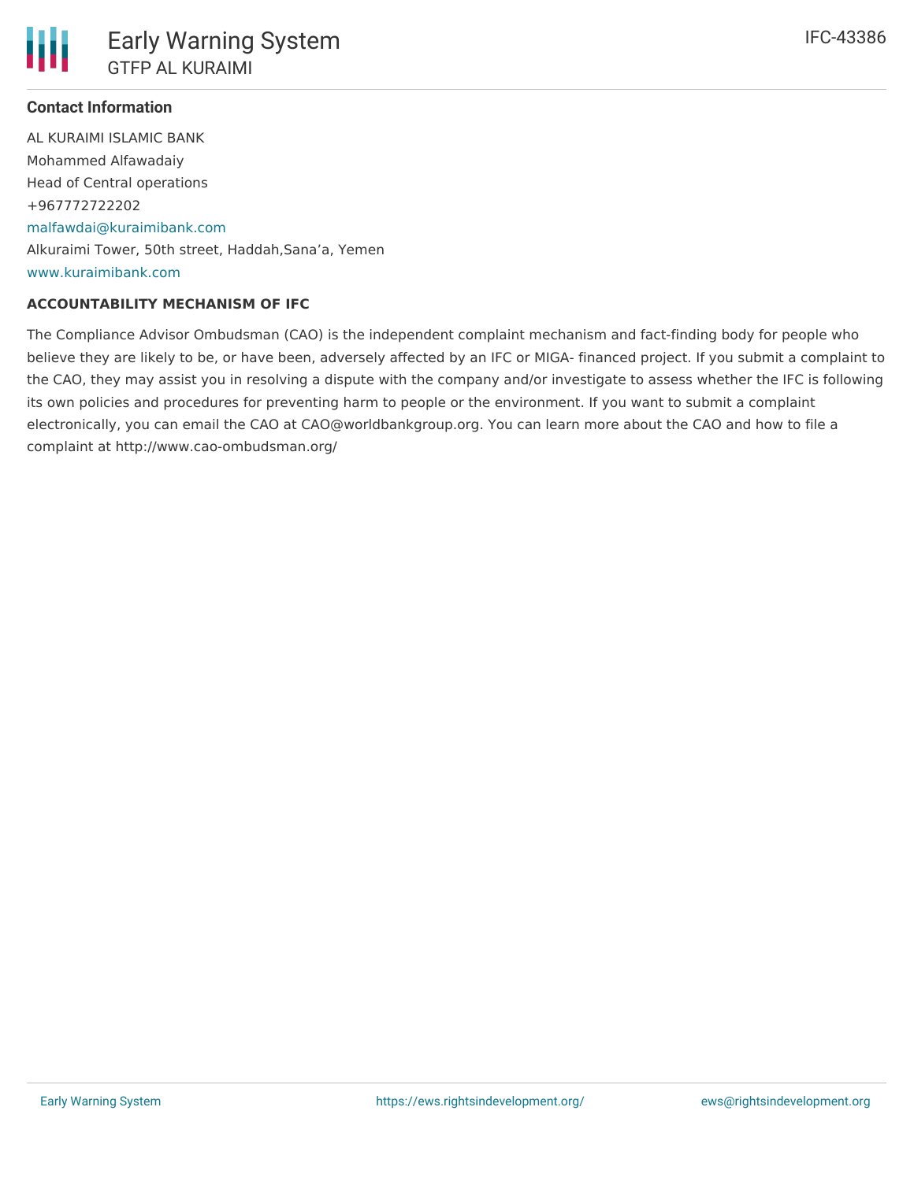**Contact Information**

AL KURAIMI ISLAMIC BANK
Mohammed Alfawadaiy
Head of Central operations
+967772722202
malfawdai@kuraimibank.com
Alkuraimi Tower, 50th street, Haddah,Sana'a, Yemen
www.kuraimibank.com

**ACCOUNTABILITY MECHANISM OF IFC**

The Compliance Advisor Ombudsman (CAO) is the independent complaint mechanism and fact-finding body for people who believe they are likely to be, or have been, adversely affected by an IFC or MIGA- financed project. If you submit a complaint to the CAO, they may assist you in resolving a dispute with the company and/or investigate to assess whether the IFC is following its own policies and procedures for preventing harm to people or the environment. If you want to submit a complaint electronically, you can email the CAO at CAO@worldbankgroup.org. You can learn more about the CAO and how to file a complaint at http://www.cao-ombudsman.org/